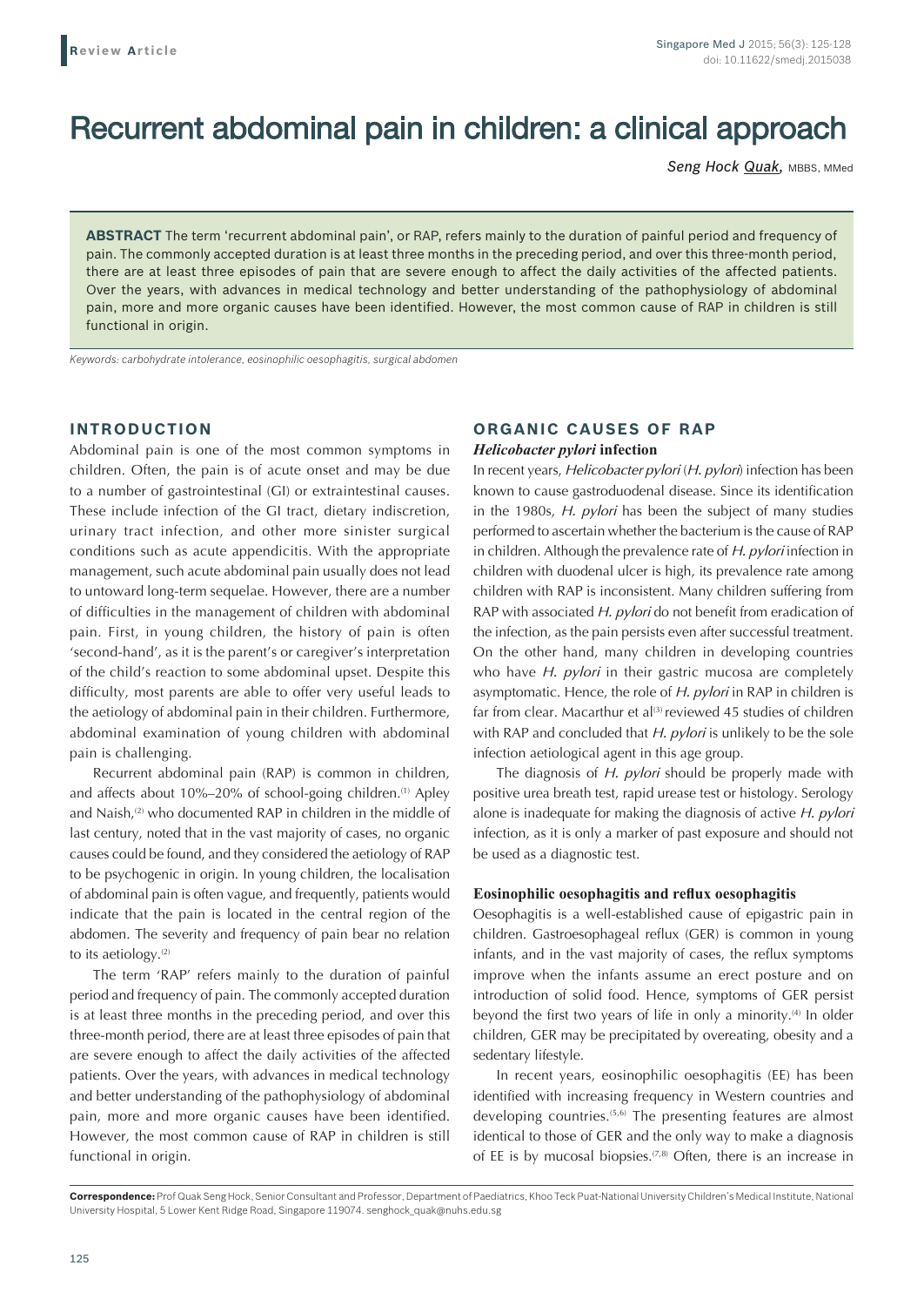Review Article

# Recurrent abdominal pain in children: a clinical approach

*Seng Hock Quak*, MBBS, MMed

**ABSTRACT** The term 'recurrent abdominal pain', or RAP, refers mainly to the duration of painful period and frequency of pain. The commonly accepted duration is at least three months in the preceding period, and over this three-month period, there are at least three episodes of pain that are severe enough to affect the daily activities of the affected patients. Over the years, with advances in medical technology and better understanding of the pathophysiology of abdominal pain, more and more organic causes have been identified. However, the most common cause of RAP in children is still functional in origin.

*Keywords: carbohydrate intolerance, eosinophilic oesophagitis, surgical abdomen*

## INTRODUCTION

Abdominal pain is one of the most common symptoms in children. Often, the pain is of acute onset and may be due to a number of gastrointestinal (GI) or extraintestinal causes. These include infection of the GI tract, dietary indiscretion, urinary tract infection, and other more sinister surgical conditions such as acute appendicitis. With the appropriate management, such acute abdominal pain usually does not lead to untoward long-term sequelae. However, there are a number of difficulties in the management of children with abdominal pain. First, in young children, the history of pain is often 'second-hand', as it is the parent's or caregiver's interpretation of the child's reaction to some abdominal upset. Despite this difficulty, most parents are able to offer very useful leads to the aetiology of abdominal pain in their children. Furthermore, abdominal examination of young children with abdominal pain is challenging.

Recurrent abdominal pain (RAP) is common in children, and affects about 10%–20% of school-going children.[1] Apley and Naish,[2] who documented RAP in children in the middle of last century, noted that in the vast majority of cases, no organic causes could be found, and they considered the aetiology of RAP to be psychogenic in origin. In young children, the localisation of abdominal pain is often vague, and frequently, patients would indicate that the pain is located in the central region of the abdomen. The severity and frequency of pain bear no relation to its aetiology.[2]

The term 'RAP' refers mainly to the duration of painful period and frequency of pain. The commonly accepted duration is at least three months in the preceding period, and over this three-month period, there are at least three episodes of pain that are severe enough to affect the daily activities of the affected patients. Over the years, with advances in medical technology and better understanding of the pathophysiology of abdominal pain, more and more organic causes have been identified. However, the most common cause of RAP in children is still functional in origin.

## ORGANIC CAUSES OF RAP

### *Helicobacter pylori* infection

In recent years, *Helicobacter pylori* (*H. pylori*) infection has been known to cause gastroduodenal disease. Since its identification in the 1980s, *H. pylori* has been the subject of many studies performed to ascertain whether the bacterium is the cause of RAP in children. Although the prevalence rate of *H. pylori* infection in children with duodenal ulcer is high, its prevalence rate among children with RAP is inconsistent. Many children suffering from RAP with associated *H. pylori* do not benefit from eradication of the infection, as the pain persists even after successful treatment. On the other hand, many children in developing countries who have *H. pylori* in their gastric mucosa are completely asymptomatic. Hence, the role of *H. pylori* in RAP in children is far from clear. Macarthur et al[3] reviewed 45 studies of children with RAP and concluded that *H. pylori* is unlikely to be the sole infection aetiological agent in this age group.

The diagnosis of *H. pylori* should be properly made with positive urea breath test, rapid urease test or histology. Serology alone is inadequate for making the diagnosis of active *H. pylori* infection, as it is only a marker of past exposure and should not be used as a diagnostic test.

### Eosinophilic oesophagitis and reflux oesophagitis

Oesophagitis is a well-established cause of epigastric pain in children. Gastroesophageal reflux (GER) is common in young infants, and in the vast majority of cases, the reflux symptoms improve when the infants assume an erect posture and on introduction of solid food. Hence, symptoms of GER persist beyond the first two years of life in only a minority.[4] In older children, GER may be precipitated by overeating, obesity and a sedentary lifestyle.

In recent years, eosinophilic oesophagitis (EE) has been identified with increasing frequency in Western countries and developing countries.[5,6] The presenting features are almost identical to those of GER and the only way to make a diagnosis of EE is by mucosal biopsies.[7,8] Often, there is an increase in

**Correspondence:** Prof Quak Seng Hock, Senior Consultant and Professor, Department of Paediatrics, Khoo Teck Puat-National University Children's Medical Institute, National University Hospital, 5 Lower Kent Ridge Road, Singapore 119074. senghock_quak@nuhs.edu.sg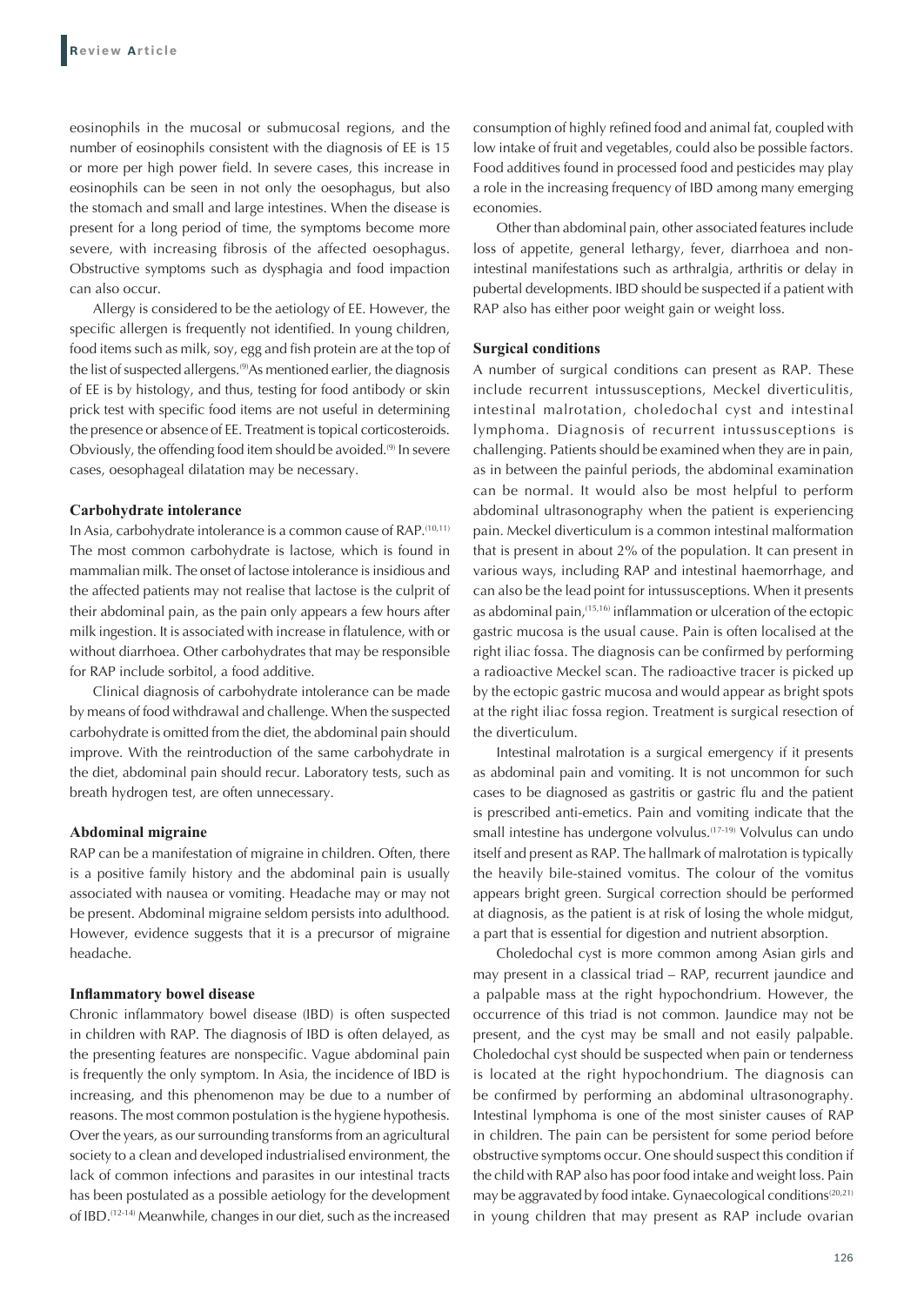eosinophils in the mucosal or submucosal regions, and the number of eosinophils consistent with the diagnosis of EE is 15 or more per high power field. In severe cases, this increase in eosinophils can be seen in not only the oesophagus, but also the stomach and small and large intestines. When the disease is present for a long period of time, the symptoms become more severe, with increasing fibrosis of the affected oesophagus. Obstructive symptoms such as dysphagia and food impaction can also occur.

Allergy is considered to be the aetiology of EE. However, the specific allergen is frequently not identified. In young children, food items such as milk, soy, egg and fish protein are at the top of the list of suspected allergens.[9] As mentioned earlier, the diagnosis of EE is by histology, and thus, testing for food antibody or skin prick test with specific food items are not useful in determining the presence or absence of EE. Treatment is topical corticosteroids. Obviously, the offending food item should be avoided.[9] In severe cases, oesophageal dilatation may be necessary.

### Carbohydrate intolerance

In Asia, carbohydrate intolerance is a common cause of RAP.[10,11] The most common carbohydrate is lactose, which is found in mammalian milk. The onset of lactose intolerance is insidious and the affected patients may not realise that lactose is the culprit of their abdominal pain, as the pain only appears a few hours after milk ingestion. It is associated with increase in flatulence, with or without diarrhoea. Other carbohydrates that may be responsible for RAP include sorbitol, a food additive.

Clinical diagnosis of carbohydrate intolerance can be made by means of food withdrawal and challenge. When the suspected carbohydrate is omitted from the diet, the abdominal pain should improve. With the reintroduction of the same carbohydrate in the diet, abdominal pain should recur. Laboratory tests, such as breath hydrogen test, are often unnecessary.

### Abdominal migraine

RAP can be a manifestation of migraine in children. Often, there is a positive family history and the abdominal pain is usually associated with nausea or vomiting. Headache may or may not be present. Abdominal migraine seldom persists into adulthood. However, evidence suggests that it is a precursor of migraine headache.

### Inflammatory bowel disease

Chronic inflammatory bowel disease (IBD) is often suspected in children with RAP. The diagnosis of IBD is often delayed, as the presenting features are nonspecific. Vague abdominal pain is frequently the only symptom. In Asia, the incidence of IBD is increasing, and this phenomenon may be due to a number of reasons. The most common postulation is the hygiene hypothesis. Over the years, as our surrounding transforms from an agricultural society to a clean and developed industrialised environment, the lack of common infections and parasites in our intestinal tracts has been postulated as a possible aetiology for the development of IBD.[12-14] Meanwhile, changes in our diet, such as the increased consumption of highly refined food and animal fat, coupled with low intake of fruit and vegetables, could also be possible factors. Food additives found in processed food and pesticides may play a role in the increasing frequency of IBD among many emerging economies.

Other than abdominal pain, other associated features include loss of appetite, general lethargy, fever, diarrhoea and non-intestinal manifestations such as arthralgia, arthritis or delay in pubertal developments. IBD should be suspected if a patient with RAP also has either poor weight gain or weight loss.

### Surgical conditions

A number of surgical conditions can present as RAP. These include recurrent intussusceptions, Meckel diverticulitis, intestinal malrotation, choledochal cyst and intestinal lymphoma. Diagnosis of recurrent intussusceptions is challenging. Patients should be examined when they are in pain, as in between the painful periods, the abdominal examination can be normal. It would also be most helpful to perform abdominal ultrasonography when the patient is experiencing pain. Meckel diverticulum is a common intestinal malformation that is present in about 2% of the population. It can present in various ways, including RAP and intestinal haemorrhage, and can also be the lead point for intussusceptions. When it presents as abdominal pain,[15,16] inflammation or ulceration of the ectopic gastric mucosa is the usual cause. Pain is often localised at the right iliac fossa. The diagnosis can be confirmed by performing a radioactive Meckel scan. The radioactive tracer is picked up by the ectopic gastric mucosa and would appear as bright spots at the right iliac fossa region. Treatment is surgical resection of the diverticulum.

Intestinal malrotation is a surgical emergency if it presents as abdominal pain and vomiting. It is not uncommon for such cases to be diagnosed as gastritis or gastric flu and the patient is prescribed anti-emetics. Pain and vomiting indicate that the small intestine has undergone volvulus.[17-19] Volvulus can undo itself and present as RAP. The hallmark of malrotation is typically the heavily bile-stained vomitus. The colour of the vomitus appears bright green. Surgical correction should be performed at diagnosis, as the patient is at risk of losing the whole midgut, a part that is essential for digestion and nutrient absorption.

Choledochal cyst is more common among Asian girls and may present in a classical triad – RAP, recurrent jaundice and a palpable mass at the right hypochondrium. However, the occurrence of this triad is not common. Jaundice may not be present, and the cyst may be small and not easily palpable. Choledochal cyst should be suspected when pain or tenderness is located at the right hypochondrium. The diagnosis can be confirmed by performing an abdominal ultrasonography. Intestinal lymphoma is one of the most sinister causes of RAP in children. The pain can be persistent for some period before obstructive symptoms occur. One should suspect this condition if the child with RAP also has poor food intake and weight loss. Pain may be aggravated by food intake. Gynaecological conditions[20,21] in young children that may present as RAP include ovarian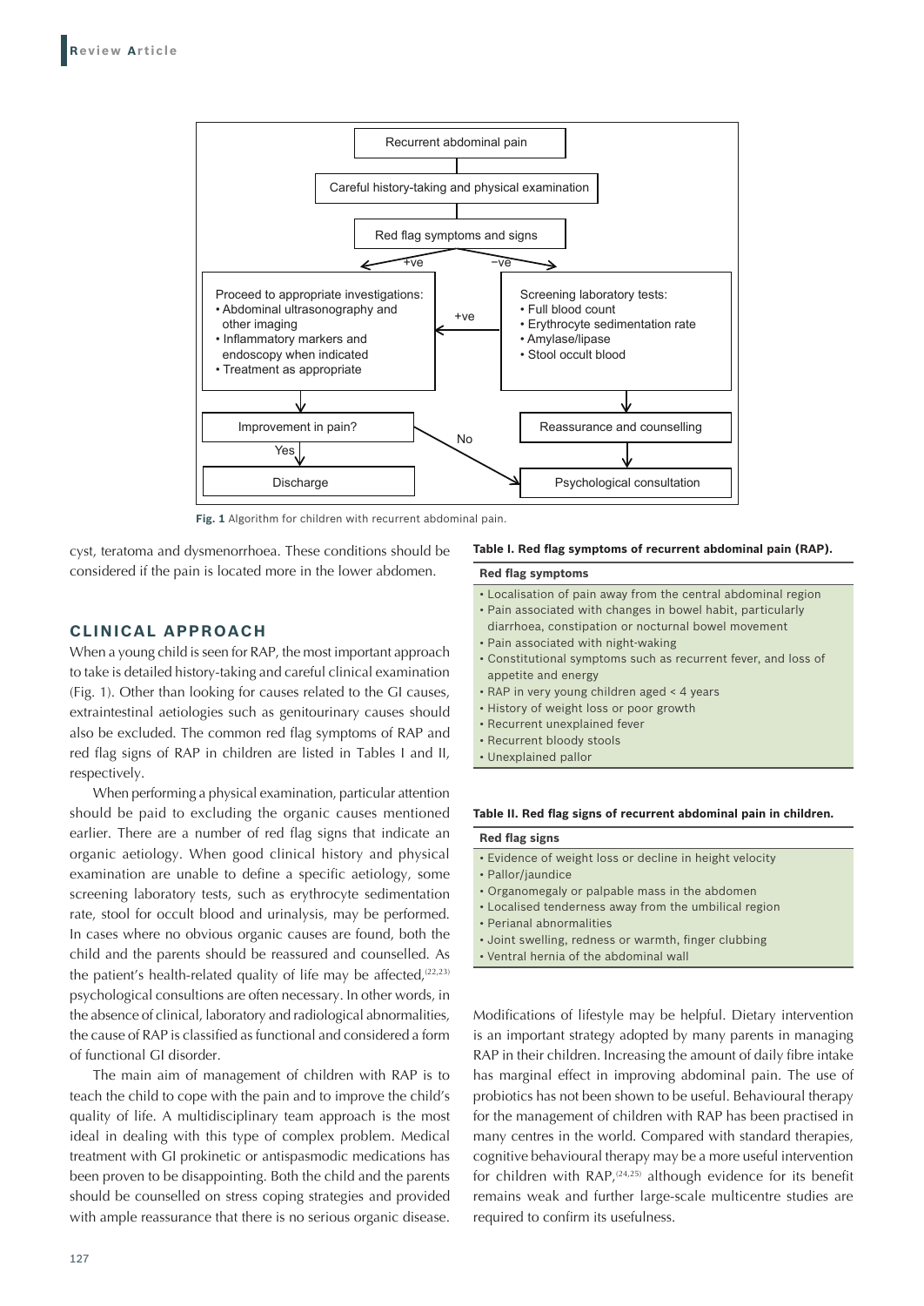Recurrent abdominal pain

Careful history-taking and physical examination

Red flag symptoms and signs

+ve

−ve

Proceed to appropriate investigations:
• Abdominal ultrasonography and other imaging
• Inflammatory markers and endoscopy when indicated
• Treatment as appropriate

+ve

Screening laboratory tests:
• Full blood count
• Erythrocyte sedimentation rate
• Amylase/lipase
• Stool occult blood

Improvement in pain?

Yes

No

Discharge

Reassurance and counselling

Psychological consultation

**Fig. 1** Algorithm for children with recurrent abdominal pain.

cyst, teratoma and dysmenorrhoea. These conditions should be considered if the pain is located more in the lower abdomen.

## CLINICAL APPROACH

When a young child is seen for RAP, the most important approach to take is detailed history-taking and careful clinical examination (Fig. 1). Other than looking for causes related to the GI causes, extraintestinal aetiologies such as genitourinary causes should also be excluded. The common red flag symptoms of RAP and red flag signs of RAP in children are listed in Tables I and II, respectively.

When performing a physical examination, particular attention should be paid to excluding the organic causes mentioned earlier. There are a number of red flag signs that indicate an organic aetiology. When good clinical history and physical examination are unable to define a specific aetiology, some screening laboratory tests, such as erythrocyte sedimentation rate, stool for occult blood and urinalysis, may be performed. In cases where no obvious organic causes are found, both the child and the parents should be reassured and counselled. As the patient's health-related quality of life may be affected,[22,23] psychological consultions are often necessary. In other words, in the absence of clinical, laboratory and radiological abnormalities, the cause of RAP is classified as functional and considered a form of functional GI disorder.

The main aim of management of children with RAP is to teach the child to cope with the pain and to improve the child's quality of life. A multidisciplinary team approach is the most ideal in dealing with this type of complex problem. Medical treatment with GI prokinetic or antispasmodic medications has been proven to be disappointing. Both the child and the parents should be counselled on stress coping strategies and provided with ample reassurance that there is no serious organic disease.

**Table I. Red flag symptoms of recurrent abdominal pain (RAP).**

| Red flag symptoms |
|---|
| • Localisation of pain away from the central abdominal region |
| • Pain associated with changes in bowel habit, particularly diarrhoea, constipation or nocturnal bowel movement |
| • Pain associated with night-waking |
| • Constitutional symptoms such as recurrent fever, and loss of appetite and energy |
| • RAP in very young children aged < 4 years |
| • History of weight loss or poor growth |
| • Recurrent unexplained fever |
| • Recurrent bloody stools |
| • Unexplained pallor |

**Table II. Red flag signs of recurrent abdominal pain in children.**

| Red flag signs |
|---|
| • Evidence of weight loss or decline in height velocity |
| • Pallor/jaundice |
| • Organomegaly or palpable mass in the abdomen |
| • Localised tenderness away from the umbilical region |
| • Perianal abnormalities |
| • Joint swelling, redness or warmth, finger clubbing |
| • Ventral hernia of the abdominal wall |

Modifications of lifestyle may be helpful. Dietary intervention is an important strategy adopted by many parents in managing RAP in their children. Increasing the amount of daily fibre intake has marginal effect in improving abdominal pain. The use of probiotics has not been shown to be useful. Behavioural therapy for the management of children with RAP has been practised in many centres in the world. Compared with standard therapies, cognitive behavioural therapy may be a more useful intervention for children with RAP,[24,25] although evidence for its benefit remains weak and further large-scale multicentre studies are required to confirm its usefulness.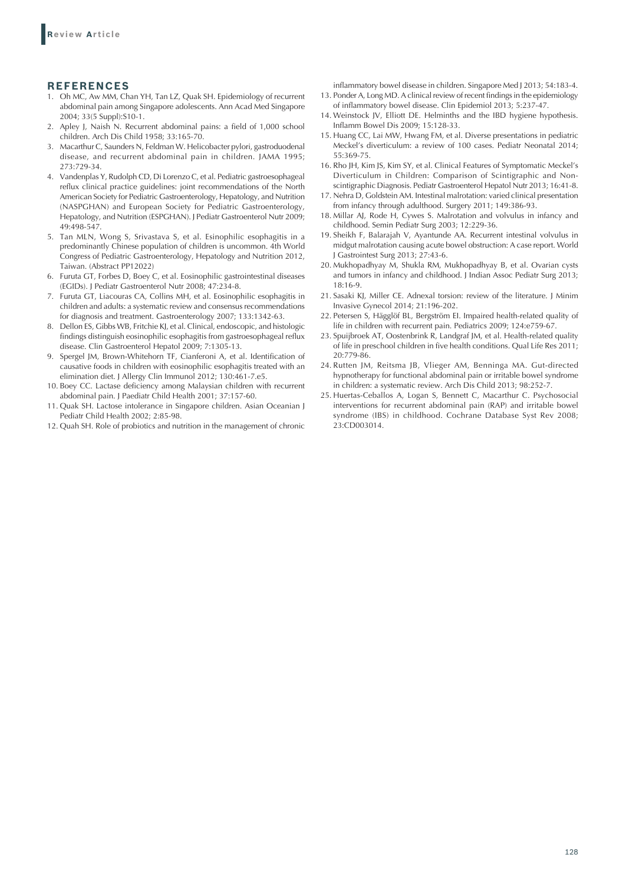## REFERENCES

1. Oh MC, Aw MM, Chan YH, Tan LZ, Quak SH. Epidemiology of recurrent abdominal pain among Singapore adolescents. Ann Acad Med Singapore 2004; 33(5 Suppl):S10-1.
2. Apley J, Naish N. Recurrent abdominal pains: a field of 1,000 school children. Arch Dis Child 1958; 33:165-70.
3. Macarthur C, Saunders N, Feldman W. Helicobacter pylori, gastroduodenal disease, and recurrent abdominal pain in children. JAMA 1995; 273:729-34.
4. Vandenplas Y, Rudolph CD, Di Lorenzo C, et al. Pediatric gastroesophageal reflux clinical practice guidelines: joint recommendations of the North American Society for Pediatric Gastroenterology, Hepatology, and Nutrition (NASPGHAN) and European Society for Pediatric Gastroenterology, Hepatology, and Nutrition (ESPGHAN). J Pediatr Gastroenterol Nutr 2009; 49:498-547.
5. Tan MLN, Wong S, Srivastava S, et al. Esinophilic esophagitis in a predominantly Chinese population of children is uncommon. 4th World Congress of Pediatric Gastroenterology, Hepatology and Nutrition 2012, Taiwan. (Abstract PP12022)
6. Furuta GT, Forbes D, Boey C, et al. Eosinophilic gastrointestinal diseases (EGIDs). J Pediatr Gastroenterol Nutr 2008; 47:234-8.
7. Furuta GT, Liacouras CA, Collins MH, et al. Eosinophilic esophagitis in children and adults: a systematic review and consensus recommendations for diagnosis and treatment. Gastroenterology 2007; 133:1342-63.
8. Dellon ES, Gibbs WB, Fritchie KJ, et al. Clinical, endoscopic, and histologic findings distinguish eosinophilic esophagitis from gastroesophageal reflux disease. Clin Gastroenterol Hepatol 2009; 7:1305-13.
9. Spergel JM, Brown-Whitehorn TF, Cianferoni A, et al. Identification of causative foods in children with eosinophilic esophagitis treated with an elimination diet. J Allergy Clin Immunol 2012; 130:461-7.e5.
10. Boey CC. Lactase deficiency among Malaysian children with recurrent abdominal pain. J Paediatr Child Health 2001; 37:157-60.
11. Quak SH. Lactose intolerance in Singapore children. Asian Oceanian J Pediatr Child Health 2002; 2:85-98.
12. Quah SH. Role of probiotics and nutrition in the management of chronic inflammatory bowel disease in children. Singapore Med J 2013; 54:183-4.
13. Ponder A, Long MD. A clinical review of recent findings in the epidemiology of inflammatory bowel disease. Clin Epidemiol 2013; 5:237-47.
14. Weinstock JV, Elliott DE. Helminths and the IBD hygiene hypothesis. Inflamm Bowel Dis 2009; 15:128-33.
15. Huang CC, Lai MW, Hwang FM, et al. Diverse presentations in pediatric Meckel's diverticulum: a review of 100 cases. Pediatr Neonatal 2014; 55:369-75.
16. Rho JH, Kim JS, Kim SY, et al. Clinical Features of Symptomatic Meckel's Diverticulum in Children: Comparison of Scintigraphic and Non-scintigraphic Diagnosis. Pediatr Gastroenterol Hepatol Nutr 2013; 16:41-8.
17. Nehra D, Goldstein AM. Intestinal malrotation: varied clinical presentation from infancy through adulthood. Surgery 2011; 149:386-93.
18. Millar AJ, Rode H, Cywes S. Malrotation and volvulus in infancy and childhood. Semin Pediatr Surg 2003; 12:229-36.
19. Sheikh F, Balarajah V, Ayantunde AA. Recurrent intestinal volvulus in midgut malrotation causing acute bowel obstruction: A case report. World J Gastrointest Surg 2013; 27:43-6.
20. Mukhopadhyay M, Shukla RM, Mukhopadhyay B, et al. Ovarian cysts and tumors in infancy and childhood. J Indian Assoc Pediatr Surg 2013; 18:16-9.
21. Sasaki KJ, Miller CE. Adnexal torsion: review of the literature. J Minim Invasive Gynecol 2014; 21:196-202.
22. Petersen S, Hägglöf BL, Bergström EI. Impaired health-related quality of life in children with recurrent pain. Pediatrics 2009; 124:e759-67.
23. Spuijbroek AT, Oostenbrink R, Landgraf JM, et al. Health-related quality of life in preschool children in five health conditions. Qual Life Res 2011; 20:779-86.
24. Rutten JM, Reitsma JB, Vlieger AM, Benninga MA. Gut-directed hypnotherapy for functional abdominal pain or irritable bowel syndrome in children: a systematic review. Arch Dis Child 2013; 98:252-7.
25. Huertas-Ceballos A, Logan S, Bennett C, Macarthur C. Psychosocial interventions for recurrent abdominal pain (RAP) and irritable bowel syndrome (IBS) in childhood. Cochrane Database Syst Rev 2008; 23:CD003014.